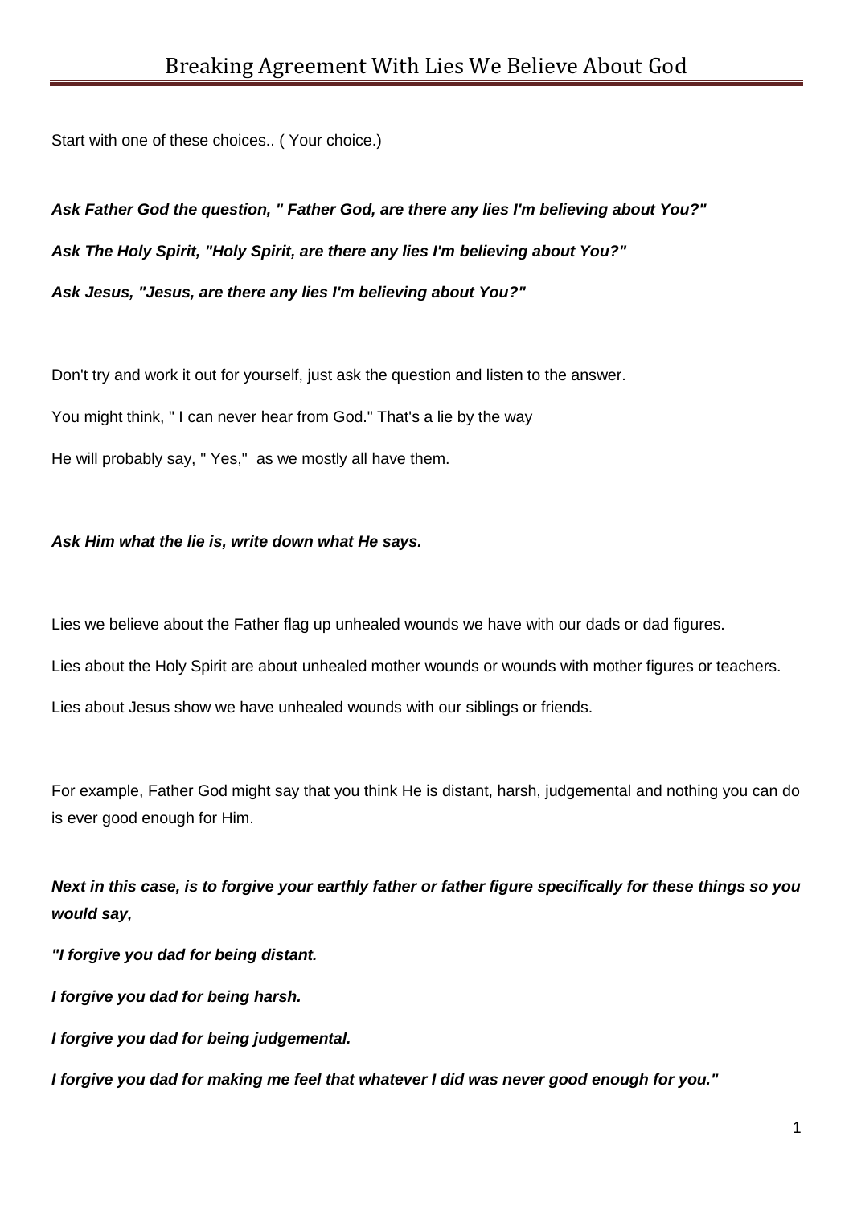# Breaking Agreement With Lies We Believe About God

Start with one of these choices.. ( Your choice.)

***Ask Father God the question, " Father God, are there any lies I'm believing about You?"***

***Ask The Holy Spirit, "Holy Spirit, are there any lies I'm believing about You?"***

***Ask Jesus, "Jesus, are there any lies I'm believing about You?"***

Don't try and work it out for yourself, just ask the question and listen to the answer.

You might think, " I can never hear from God." That's a lie by the way

He will probably say, " Yes," as we mostly all have them.

***Ask Him what the lie is, write down what He says.***

Lies we believe about the Father flag up unhealed wounds we have with our dads or dad figures.

Lies about the Holy Spirit are about unhealed mother wounds or wounds with mother figures or teachers.

Lies about Jesus show we have unhealed wounds with our siblings or friends.

For example, Father God might say that you think He is distant, harsh, judgemental and nothing you can do is ever good enough for Him.

***Next in this case, is to forgive your earthly father or father figure specifically for these things so you would say,***

***"I forgive you dad for being distant.***

***I forgive you dad for being harsh.***

***I forgive you dad for being judgemental.***

***I forgive you dad for making me feel that whatever I did was never good enough for you."***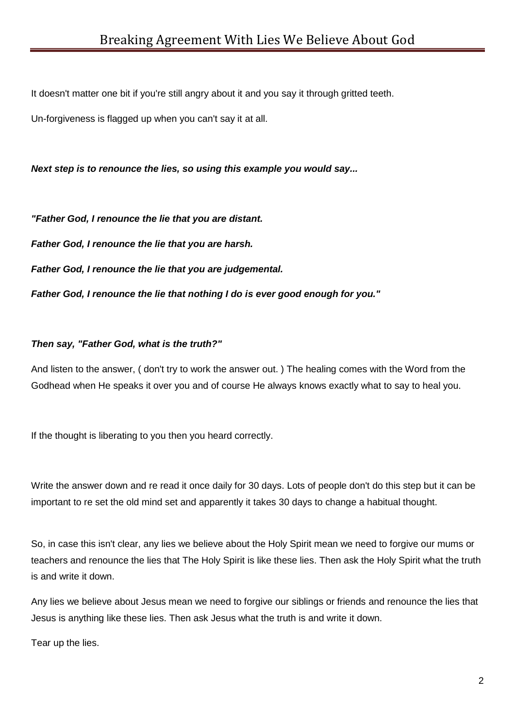It doesn't matter one bit if you're still angry about it and you say it through gritted teeth.

Un-forgiveness is flagged up when you can't say it at all.

***Next step is to renounce the lies, so using this example you would say...***

***"Father God, I renounce the lie that you are distant.***

***Father God, I renounce the lie that you are harsh.***

***Father God, I renounce the lie that you are judgemental.***

***Father God, I renounce the lie that nothing I do is ever good enough for you."***

***Then say, "Father God, what is the truth?"***

And listen to the answer, ( don't try to work the answer out. ) The healing comes with the Word from the Godhead when He speaks it over you and of course He always knows exactly what to say to heal you.

If the thought is liberating to you then you heard correctly.

Write the answer down and re read it once daily for 30 days. Lots of people don't do this step but it can be important to re set the old mind set and apparently it takes 30 days to change a habitual thought.

So, in case this isn't clear, any lies we believe about the Holy Spirit mean we need to forgive our mums or teachers and renounce the lies that The Holy Spirit is like these lies. Then ask the Holy Spirit what the truth is and write it down.

Any lies we believe about Jesus mean we need to forgive our siblings or friends and renounce the lies that Jesus is anything like these lies. Then ask Jesus what the truth is and write it down.

Tear up the lies.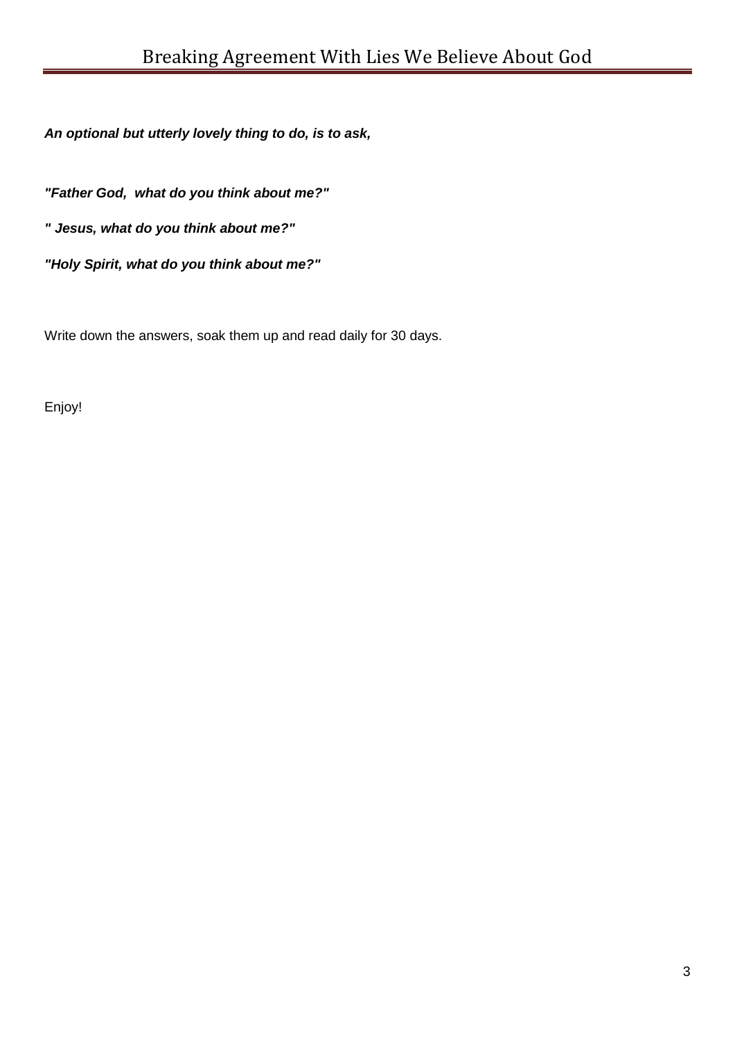***An optional but utterly lovely thing to do, is to ask,***

***"Father God, what do you think about me?"***

***" Jesus, what do you think about me?"***

***"Holy Spirit, what do you think about me?"***

Write down the answers, soak them up and read daily for 30 days.

Enjoy!